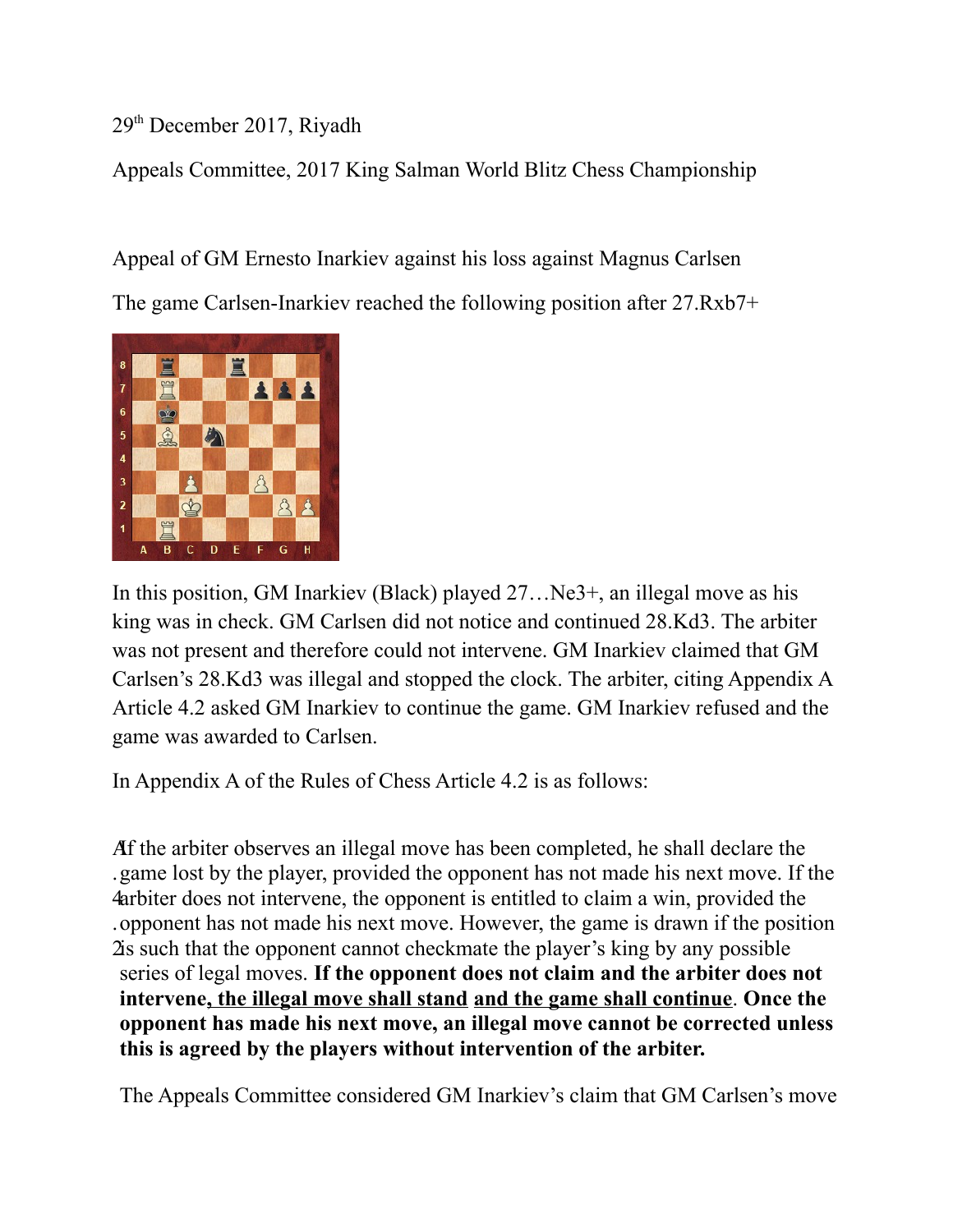29th December 2017, Riyadh

Appeals Committee, 2017 King Salman World Blitz Chess Championship

Appeal of GM Ernesto Inarkiev against his loss against Magnus Carlsen

The game Carlsen-Inarkiev reached the following position after 27.Rxb7+

In this position, GM Inarkiev (Black) played 27…Ne3+, an illegal move as his king was in check. GM Carlsen did not notice and continued 28.Kd3. The arbiter was not present and therefore could not intervene. GM Inarkiev claimed that GM Carlsen's 28.Kd3 was illegal and stopped the clock. The arbiter, citing Appendix A Article 4.2 asked GM Inarkiev to continue the game. GM Inarkiev refused and the game was awarded to Carlsen.

In Appendix A of the Rules of Chess Article 4.2 is as follows:

A.4.2 If the arbiter observes an illegal move has been completed, he shall declare the game lost by the player, provided the opponent has not made his next move. If the arbiter does not intervene, the opponent is entitled to claim a win, provided the opponent has not made his next move. However, the game is drawn if the position is such that the opponent cannot checkmate the player's king by any possible series of legal moves. **If the opponent does not claim and the arbiter does not intervene, <u>the illegal move shall stand</u> <u>and the game shall continue</u>. Once the opponent has made his next move, an illegal move cannot be corrected unless this is agreed by the players without intervention of the arbiter.**

The Appeals Committee considered GM Inarkiev's claim that GM Carlsen's move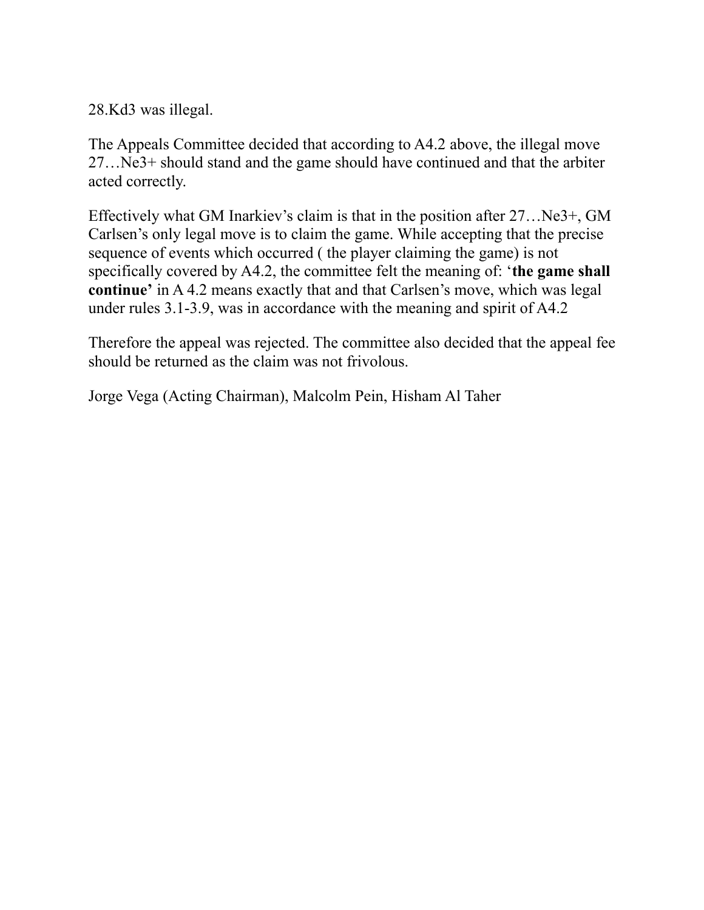28.Kd3 was illegal.

The Appeals Committee decided that according to A4.2 above, the illegal move 27…Ne3+ should stand and the game should have continued and that the arbiter acted correctly.

Effectively what GM Inarkiev's claim is that in the position after 27…Ne3+, GM Carlsen's only legal move is to claim the game. While accepting that the precise sequence of events which occurred ( the player claiming the game) is not specifically covered by A4.2, the committee felt the meaning of: '**the game shall continue'** in A 4.2 means exactly that and that Carlsen's move, which was legal under rules 3.1-3.9, was in accordance with the meaning and spirit of A4.2

Therefore the appeal was rejected. The committee also decided that the appeal fee should be returned as the claim was not frivolous.

Jorge Vega (Acting Chairman), Malcolm Pein, Hisham Al Taher